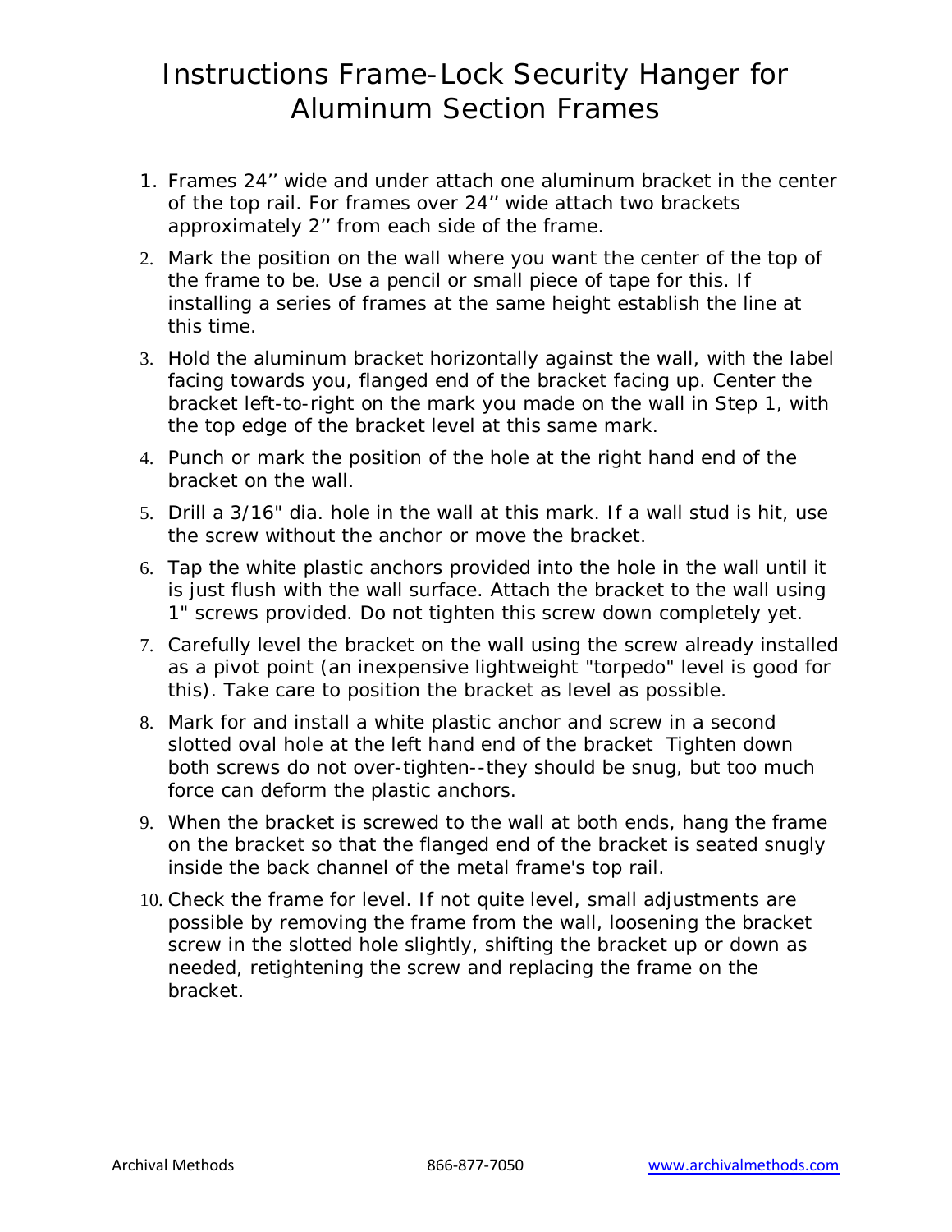# Instructions Frame-Lock Security Hanger for Aluminum Section Frames

1. Frames 24’’ wide and under attach one aluminum bracket in the center of the top rail. For frames over 24’’ wide attach two brackets approximately 2’’ from each side of the frame.
2. Mark the position on the wall where you want the center of the top of the frame to be. Use a pencil or small piece of tape for this. If installing a series of frames at the same height establish the line at this time.
3. Hold the aluminum bracket horizontally against the wall, with the label facing towards you, flanged end of the bracket facing up. Center the bracket left-to-right on the mark you made on the wall in Step 1, with the top edge of the bracket level at this same mark.
4. Punch or mark the position of the hole at the right hand end of the bracket on the wall.
5. Drill a 3/16" dia. hole in the wall at this mark. If a wall stud is hit, use the screw without the anchor or move the bracket.
6. Tap the white plastic anchors provided into the hole in the wall until it is just flush with the wall surface. Attach the bracket to the wall using 1" screws provided. Do not tighten this screw down completely yet.
7. Carefully level the bracket on the wall using the screw already installed as a pivot point (an inexpensive lightweight "torpedo" level is good for this). Take care to position the bracket as level as possible.
8. Mark for and install a white plastic anchor and screw in a second slotted oval hole at the left hand end of the bracket Tighten down both screws do not over-tighten--they should be snug, but too much force can deform the plastic anchors.
9. When the bracket is screwed to the wall at both ends, hang the frame on the bracket so that the flanged end of the bracket is seated snugly inside the back channel of the metal frame's top rail.
10. Check the frame for level. If not quite level, small adjustments are possible by removing the frame from the wall, loosening the bracket screw in the slotted hole slightly, shifting the bracket up or down as needed, retightening the screw and replacing the frame on the bracket.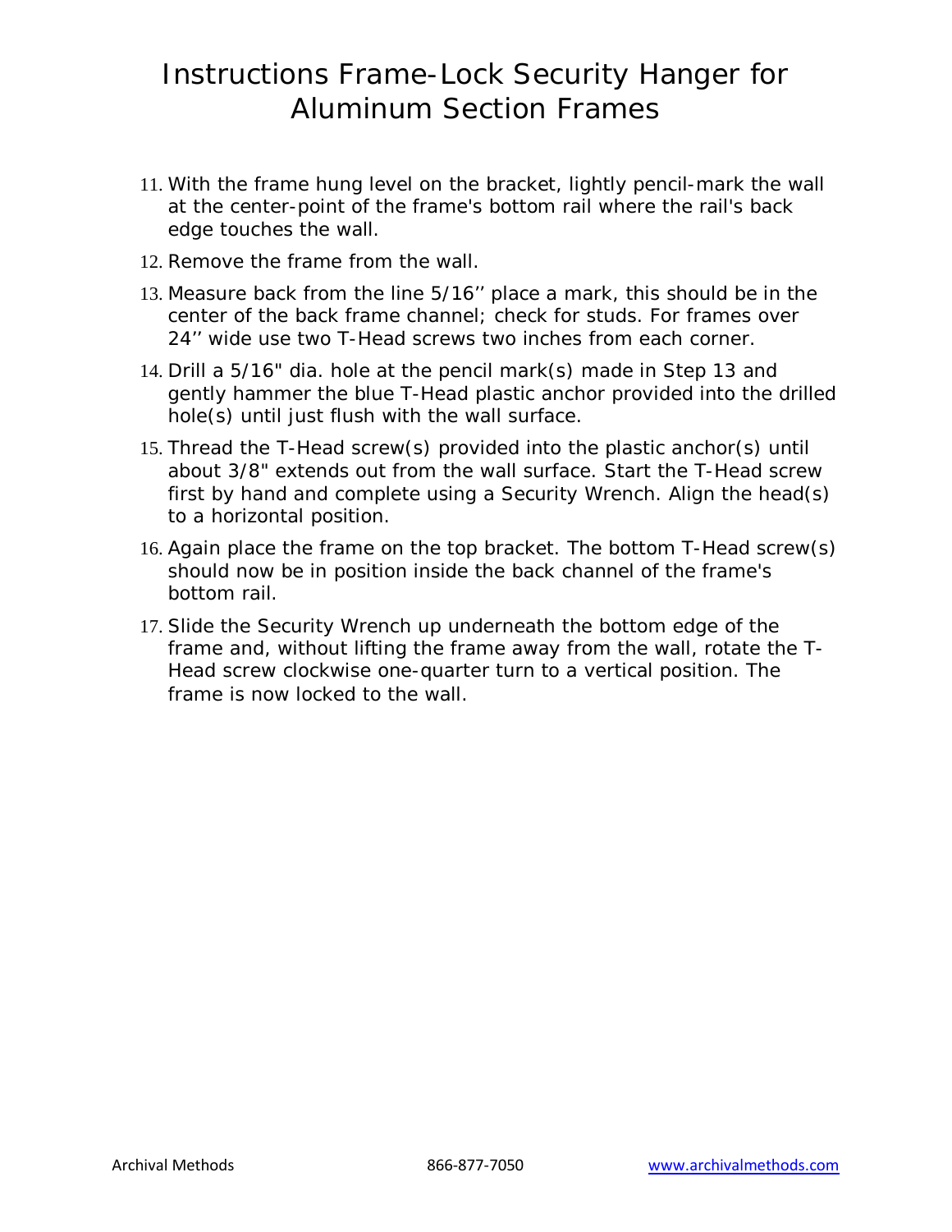# Instructions Frame-Lock Security Hanger for Aluminum Section Frames

11. With the frame hung level on the bracket, lightly pencil-mark the wall at the center-point of the frame's bottom rail where the rail's back edge touches the wall.
12. Remove the frame from the wall.
13. Measure back from the line 5/16'' place a mark, this should be in the center of the back frame channel; check for studs. For frames over 24'' wide use two T-Head screws two inches from each corner.
14. Drill a 5/16" dia. hole at the pencil mark(s) made in Step 13 and gently hammer the blue T-Head plastic anchor provided into the drilled hole(s) until just flush with the wall surface.
15. Thread the T-Head screw(s) provided into the plastic anchor(s) until about 3/8" extends out from the wall surface. Start the T-Head screw first by hand and complete using a Security Wrench. Align the head(s) to a horizontal position.
16. Again place the frame on the top bracket. The bottom T-Head screw(s) should now be in position inside the back channel of the frame's bottom rail.
17. Slide the Security Wrench up underneath the bottom edge of the frame and, without lifting the frame away from the wall, rotate the T-Head screw clockwise one-quarter turn to a vertical position. The frame is now locked to the wall.